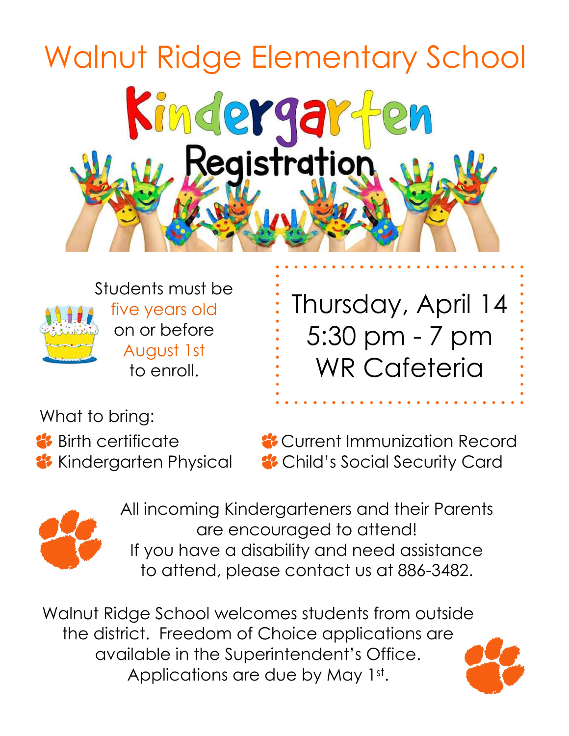# Walnut Ridge Elementary School

## Kindergarten Registration

Students must be five years old on or before August 1st to enroll.

**Thursday, April 14**
**5:30 pm - 7 pm**
**WR Cafeteria**

What to bring:

- Birth certificate
- Kindergarten Physical
- Current Immunization Record
- Child's Social Security Card

All incoming Kindergarteners and their Parents are encouraged to attend!
If you have a disability and need assistance to attend, please contact us at 886-3482.

Walnut Ridge School welcomes students from outside the district. Freedom of Choice applications are available in the Superintendent's Office. Applications are due by May 1st.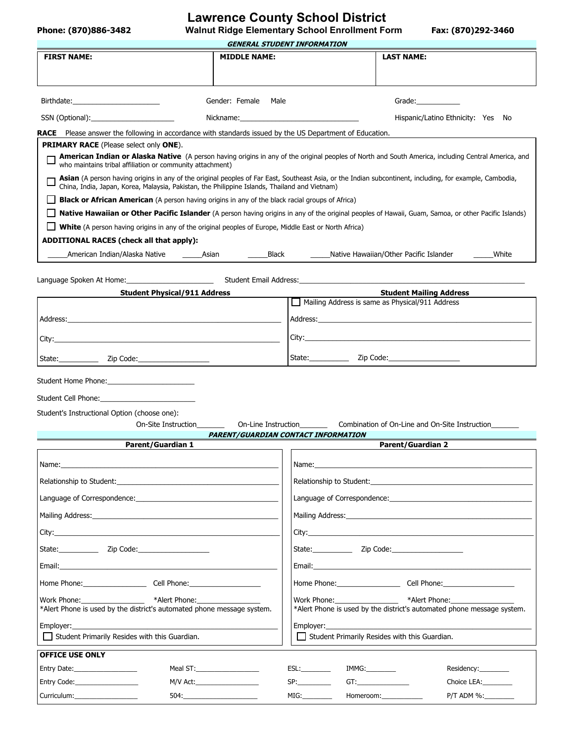# Lawrence County School District

**Phone: (870)886-3482** **Walnut Ridge Elementary School Enrollment Form** **Fax: (870)292-3460**

***GENERAL STUDENT INFORMATION***

| FIRST NAME: | MIDDLE NAME: | LAST NAME: |
|---|---|---|
| | | |

Birthdate:______________________ Gender: Female Male Grade:___________

SSN (Optional):_____________________ Nickname:______________________________ Hispanic/Latino Ethnicity: Yes No

**RACE** Please answer the following in accordance with standards issued by the US Department of Education.

**PRIMARY RACE** (Please select only **ONE**).

- ☐ **American Indian or Alaska Native** (A person having origins in any of the original peoples of North and South America, including Central America, and who maintains tribal affiliation or community attachment)
- ☐ **Asian** (A person having origins in any of the original peoples of Far East, Southeast Asia, or the Indian subcontinent, including, for example, Cambodia, China, India, Japan, Korea, Malaysia, Pakistan, the Philippine Islands, Thailand and Vietnam)
- ☐ **Black or African American** (A person having origins in any of the black racial groups of Africa)
- ☐ **Native Hawaiian or Other Pacific Islander** (A person having origins in any of the original peoples of Hawaii, Guam, Samoa, or other Pacific Islands)
- ☐ **White** (A person having origins in any of the original peoples of Europe, Middle East or North Africa)

**ADDITIONAL RACES (check all that apply):**

_____American Indian/Alaska Native _____Asian _____Black _____Native Hawaiian/Other Pacific Islander _____White

Language Spoken At Home:______________________ Student Email Address:____________________________________________________

| Student Physical/911 Address | Student Mailing Address |
|---|---|
| | ☐ Mailing Address is same as Physical/911 Address |
| Address:_____________________________________________ | Address:_____________________________________________ |
| City:_____________________________________________ | City:_____________________________________________ |
| State:__________ Zip Code:__________________ | State:__________ Zip Code:__________________ |

Student Home Phone:______________________

Student Cell Phone:________________________

Student's Instructional Option (choose one):

On-Site Instruction_______ On-Line Instruction_______ Combination of On-Line and On-Site Instruction_______

***PARENT/GUARDIAN CONTACT INFORMATION***

| Parent/Guardian 1 | Parent/Guardian 2 |
|---|---|
| Name:_____________________________________________ | Name:_____________________________________________ |
| Relationship to Student:______________________________ | Relationship to Student:______________________________ |
| Language of Correspondence:__________________________ | Language of Correspondence:__________________________ |
| Mailing Address:_____________________________________ | Mailing Address:_____________________________________ |
| City:_____________________________________________ | City:_____________________________________________ |
| State:__________ Zip Code:__________________ | State:__________ Zip Code:__________________ |
| Email:_____________________________________________ | Email:_____________________________________________ |
| Home Phone:________________ Cell Phone:__________________ | Home Phone:________________ Cell Phone:__________________ |
| Work Phone:________________ *Alert Phone:________________ *Alert Phone is used by the district's automated phone message system. | Work Phone:________________ *Alert Phone:________________ *Alert Phone is used by the district's automated phone message system. |
| Employer:_____________________________________________ | Employer:_____________________________________________ |
| ☐ Student Primarily Resides with this Guardian. | ☐ Student Primarily Resides with this Guardian. |

**OFFICE USE ONLY**

| | | | | |
|---|---|---|---|---|
| Entry Date:_________________ | Meal ST:_________________ | ESL:________ | IMMG:________ | Residency:________ |
| Entry Code:_________________ | M/V Act:_________________ | SP:________ | GT:______________ | Choice LEA:________ |
| Curriculum:_________________ | 504:____________________ | MIG:________ | Homeroom:___________ | P/T ADM %:________ |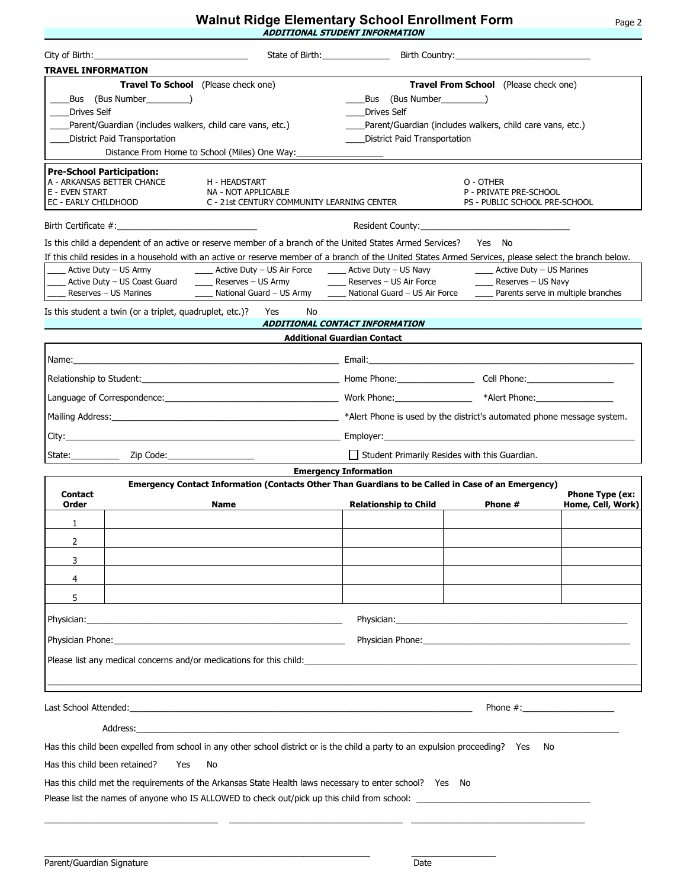# Walnut Ridge Elementary School Enrollment Form

***ADDITIONAL STUDENT INFORMATION***

City of Birth:_______________________________ State of Birth:______________ Birth Country:____________________________

**TRAVEL INFORMATION**

| **Travel To School** (Please check one) | **Travel From School** (Please check one) |
|---|---|
| ____Bus (Bus Number_________) | ____Bus (Bus Number_________) |
| ____Drives Self | ____Drives Self |
| ____Parent/Guardian (includes walkers, child care vans, etc.) | ____Parent/Guardian (includes walkers, child care vans, etc.) |
| ____District Paid Transportation | ____District Paid Transportation |

Distance From Home to School (Miles) One Way:_________________

**Pre-School Participation:**

| | | |
|---|---|---|
| A - ARKANSAS BETTER CHANCE | H - HEADSTART | O - OTHER |
| E - EVEN START | NA - NOT APPLICABLE | P - PRIVATE PRE-SCHOOL |
| EC - EARLY CHILDHOOD | C - 21st CENTURY COMMUNITY LEARNING CENTER | PS - PUBLIC SCHOOL PRE-SCHOOL |

Birth Certificate #:_____________________________ Resident County:_______________________________

Is this child a dependent of an active or reserve member of a branch of the United States Armed Services? Yes No

If this child resides in a household with an active or reserve member of a branch of the United States Armed Services, please select the branch below.

| | | | |
|---|---|---|---|
| ____ Active Duty – US Army | ____ Active Duty – US Air Force | ____ Active Duty – US Navy | ____ Active Duty – US Marines |
| ____ Active Duty – US Coast Guard | ____ Reserves – US Army | ____ Reserves – US Air Force | ____ Reserves – US Navy |
| ____ Reserves – US Marines | ____ National Guard – US Army | ____ National Guard – US Air Force | ____ Parents serve in multiple branches |

Is this student a twin (or a triplet, quadruplet, etc.)? Yes No

***ADDITIONAL CONTACT INFORMATION***

**Additional Guardian Contact**

Name:_______________________________________________ Email:_______________________________________________

Relationship to Student:_______________________________ Home Phone:________________ Cell Phone:__________________

Language of Correspondence:___________________________ Work Phone:________________ *Alert Phone:________________

Mailing Address:______________________________________ *Alert Phone is used by the district's automated phone message system.

City:_________________________________________________ Employer:___________________________________________

State:__________ Zip Code:__________________ ☐ Student Primarily Resides with this Guardian.

**Emergency Information**

**Emergency Contact Information (Contacts Other Than Guardians to be Called in Case of an Emergency)**

| Contact Order | Name | Relationship to Child | Phone # | Phone Type (ex: Home, Cell, Work) |
|---|---|---|---|---|
| 1 | | | | |
| 2 | | | | |
| 3 | | | | |
| 4 | | | | |
| 5 | | | | |

Physician:_______________________________________ Physician:_______________________________________

Physician Phone:_________________________________ Physician Phone:_________________________________

Please list any medical concerns and/or medications for this child:_________________________________________

_____________________________________________________________________________________________

Last School Attended:_________________________________________________________ Phone #:___________________

Address:_________________________________________________________________________________________

Has this child been expelled from school in any other school district or is the child a party to an expulsion proceeding? Yes No

Has this child been retained? Yes No

Has this child met the requirements of the Arkansas State Health laws necessary to enter school? Yes No

Please list the names of anyone who IS ALLOWED to check out/pick up this child from school: ___________________________________

___________________________________ ___________________________________ ___________________________________

_________________________________________________________________ _________________

Parent/Guardian Signature Date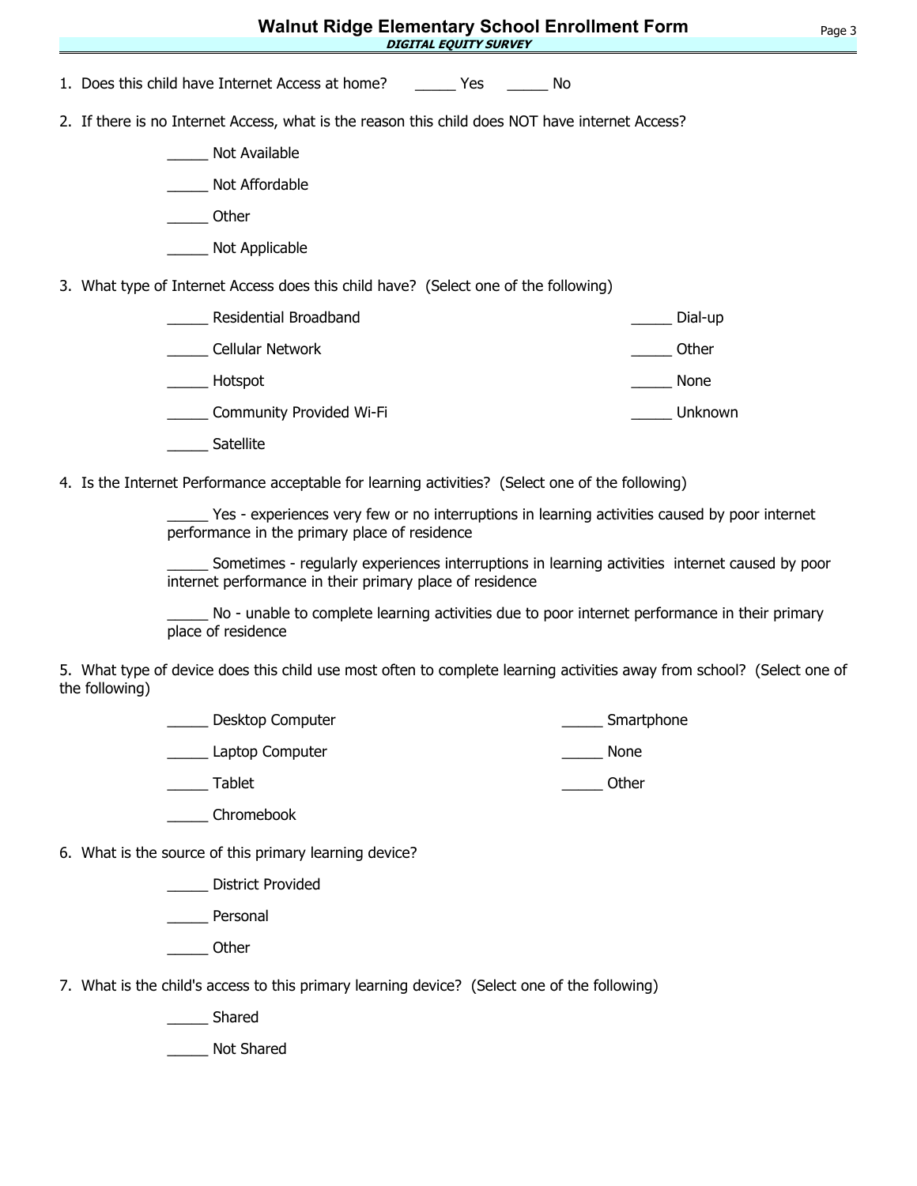# Walnut Ridge Elementary School Enrollment Form

***DIGITAL EQUITY SURVEY***

1. Does this child have Internet Access at home? _____ Yes _____ No

2. If there is no Internet Access, what is the reason this child does NOT have internet Access?

   _____ Not Available

   _____ Not Affordable

   _____ Other

   _____ Not Applicable

3. What type of Internet Access does this child have? (Select one of the following)

   _____ Residential Broadband

   _____ Cellular Network

   _____ Hotspot

   _____ Community Provided Wi-Fi

   _____ Satellite

   _____ Dial-up

   _____ Other

   _____ None

   _____ Unknown

4. Is the Internet Performance acceptable for learning activities? (Select one of the following)

   _____ Yes - experiences very few or no interruptions in learning activities caused by poor internet performance in the primary place of residence

   _____ Sometimes - regularly experiences interruptions in learning activities internet caused by poor internet performance in their primary place of residence

   _____ No - unable to complete learning activities due to poor internet performance in their primary place of residence

5. What type of device does this child use most often to complete learning activities away from school? (Select one of the following)

   _____ Desktop Computer

   _____ Laptop Computer

   _____ Tablet

   _____ Chromebook

   _____ Smartphone

   _____ None

   _____ Other

6. What is the source of this primary learning device?

   _____ District Provided

   _____ Personal

   _____ Other

7. What is the child's access to this primary learning device? (Select one of the following)

   _____ Shared

   _____ Not Shared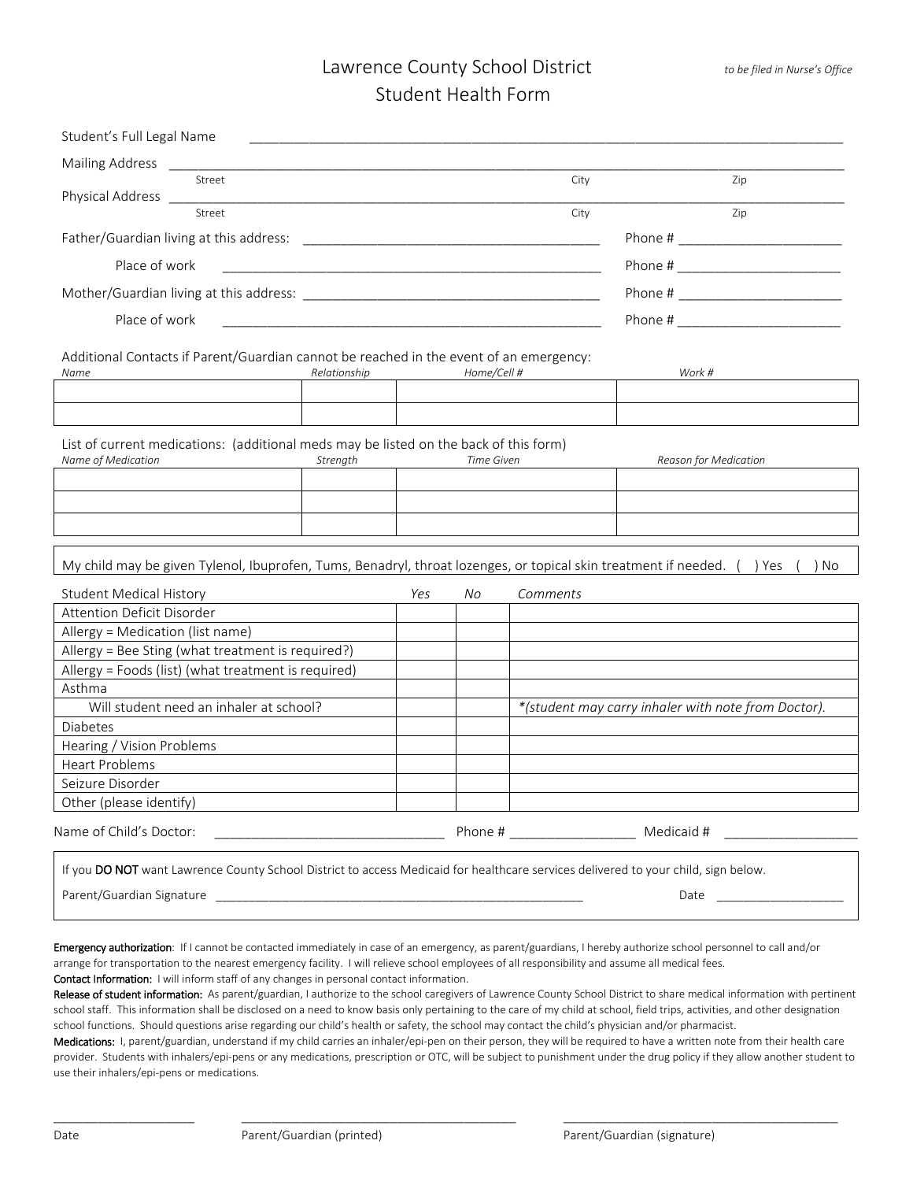# Lawrence County School District
## Student Health Form

*to be filed in Nurse's Office*

Student's Full Legal Name ________________________________________________________________

Mailing Address ________________________________________________________________
Street City Zip

Physical Address ________________________________________________________________
Street City Zip

Father/Guardian living at this address: ______________________________ Phone # ________________

Place of work ______________________________ Phone # ________________

Mother/Guardian living at this address: ______________________________ Phone # ________________

Place of work ______________________________ Phone # ________________

Additional Contacts if Parent/Guardian cannot be reached in the event of an emergency:

| *Name* | *Relationship* | *Home/Cell #* | *Work #* |
|---|---|---|---|
| | | | |
| | | | |

List of current medications: (additional meds may be listed on the back of this form)

| *Name of Medication* | *Strength* | *Time Given* | *Reason for Medication* |
|---|---|---|---|
| | | | |
| | | | |
| | | | |

My child may be given Tylenol, Ibuprofen, Tums, Benadryl, throat lozenges, or topical skin treatment if needed. ( ) Yes ( ) No

| Student Medical History | *Yes* | *No* | *Comments* |
|---|---|---|---|
| Attention Deficit Disorder | | | |
| Allergy = Medication (list name) | | | |
| Allergy = Bee Sting (what treatment is required?) | | | |
| Allergy = Foods (list) (what treatment is required) | | | |
| Asthma | | | |
| Will student need an inhaler at school? | | | *\*(student may carry inhaler with note from Doctor).* |
| Diabetes | | | |
| Hearing / Vision Problems | | | |
| Heart Problems | | | |
| Seizure Disorder | | | |
| Other (please identify) | | | |

Name of Child's Doctor: ______________________ Phone # ______________ Medicaid # ______________

If you **DO NOT** want Lawrence County School District to access Medicaid for healthcare services delivered to your child, sign below.

Parent/Guardian Signature ________________________________________ Date ______________

**Emergency authorization**: If I cannot be contacted immediately in case of an emergency, as parent/guardians, I hereby authorize school personnel to call and/or arrange for transportation to the nearest emergency facility. I will relieve school employees of all responsibility and assume all medical fees.

**Contact Information:** I will inform staff of any changes in personal contact information.

**Release of student information:** As parent/guardian, I authorize to the school caregivers of Lawrence County School District to share medical information with pertinent school staff. This information shall be disclosed on a need to know basis only pertaining to the care of my child at school, field trips, activities, and other designation school functions. Should questions arise regarding our child's health or safety, the school may contact the child's physician and/or pharmacist.

**Medications:** I, parent/guardian, understand if my child carries an inhaler/epi-pen on their person, they will be required to have a written note from their health care provider. Students with inhalers/epi-pens or any medications, prescription or OTC, will be subject to punishment under the drug policy if they allow another student to use their inhalers/epi-pens or medications.

______________ ______________________________ ______________________________

Date Parent/Guardian (printed) Parent/Guardian (signature)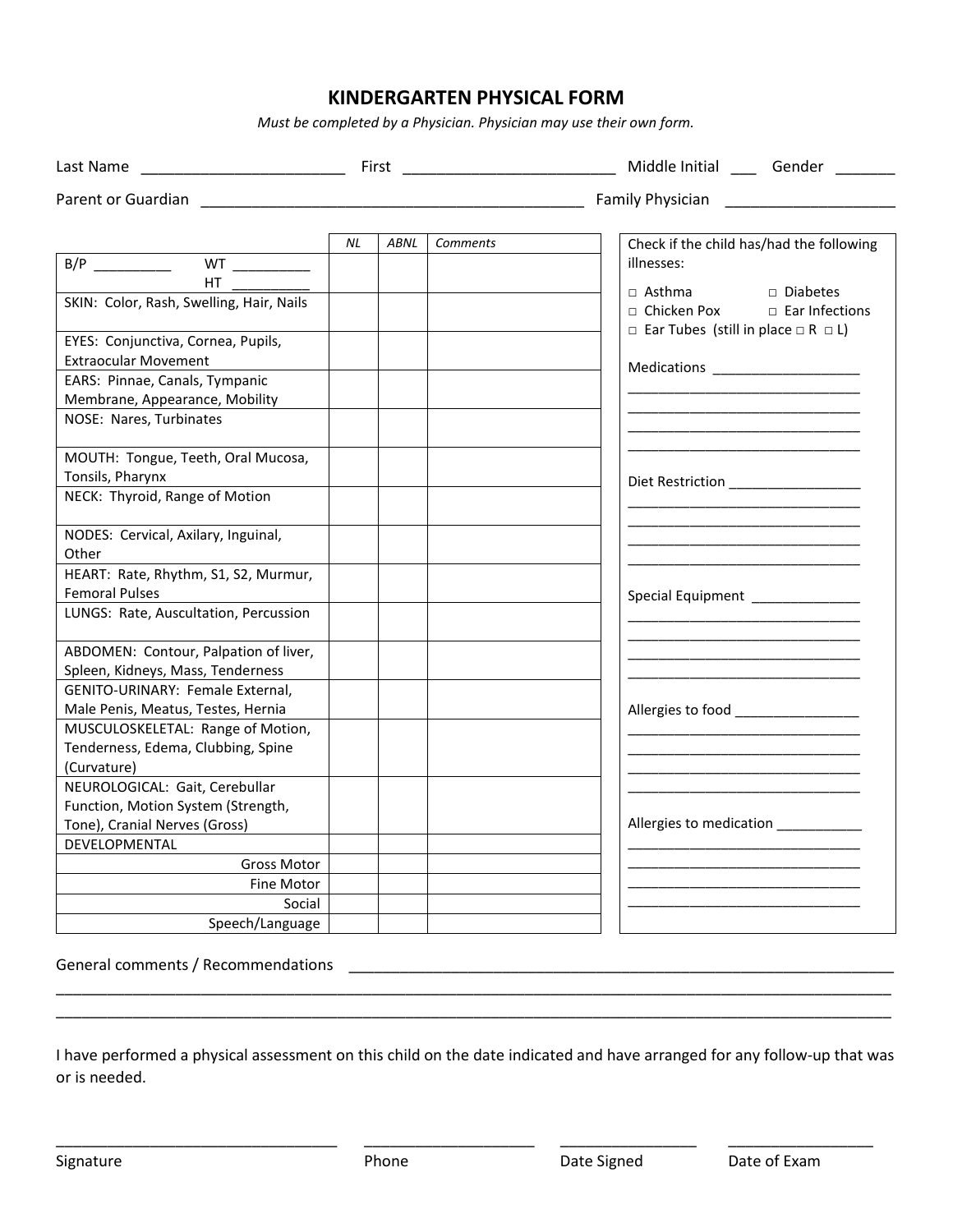# KINDERGARTEN PHYSICAL FORM

*Must be completed by a Physician. Physician may use their own form.*

Last Name ________________________ First ________________________ Middle Initial ___ Gender _______

Parent or Guardian _____________________________________________ Family Physician ___________________

| | NL | ABNL | Comments |
|---|---|---|---|
| B/P _________ WT _________ HT _________ | | | |
| SKIN: Color, Rash, Swelling, Hair, Nails | | | |
| EYES: Conjunctiva, Cornea, Pupils, Extraocular Movement | | | |
| EARS: Pinnae, Canals, Tympanic Membrane, Appearance, Mobility | | | |
| NOSE: Nares, Turbinates | | | |
| MOUTH: Tongue, Teeth, Oral Mucosa, Tonsils, Pharynx | | | |
| NECK: Thyroid, Range of Motion | | | |
| NODES: Cervical, Axilary, Inguinal, Other | | | |
| HEART: Rate, Rhythm, S1, S2, Murmur, Femoral Pulses | | | |
| LUNGS: Rate, Auscultation, Percussion | | | |
| ABDOMEN: Contour, Palpation of liver, Spleen, Kidneys, Mass, Tenderness | | | |
| GENITO-URINARY: Female External, Male Penis, Meatus, Testes, Hernia | | | |
| MUSCULOSKELETAL: Range of Motion, Tenderness, Edema, Clubbing, Spine (Curvature) | | | |
| NEUROLOGICAL: Gait, Cerebullar Function, Motion System (Strength, Tone), Cranial Nerves (Gross) | | | |
| DEVELOPMENTAL | | | |
| Gross Motor | | | |
| Fine Motor | | | |
| Social | | | |
| Speech/Language | | | |

Check if the child has/had the following illnesses:

- □ Asthma
- □ Diabetes
- □ Chicken Pox
- □ Ear Infections
- □ Ear Tubes (still in place □ R □ L)

Medications ___________________
______________________________
______________________________
______________________________
______________________________

Diet Restriction _________________
______________________________
______________________________
______________________________
______________________________

Special Equipment ______________
______________________________
______________________________
______________________________
______________________________

Allergies to food ________________
______________________________
______________________________
______________________________
______________________________

Allergies to medication ___________
______________________________
______________________________
______________________________
______________________________

General comments / Recommendations _______________________________________________________________
_____________________________________________________________________________________________
_____________________________________________________________________________________________

I have performed a physical assessment on this child on the date indicated and have arranged for any follow-up that was or is needed.

__________________________________ ____________________ ________________ _________________

Signature Phone Date Signed Date of Exam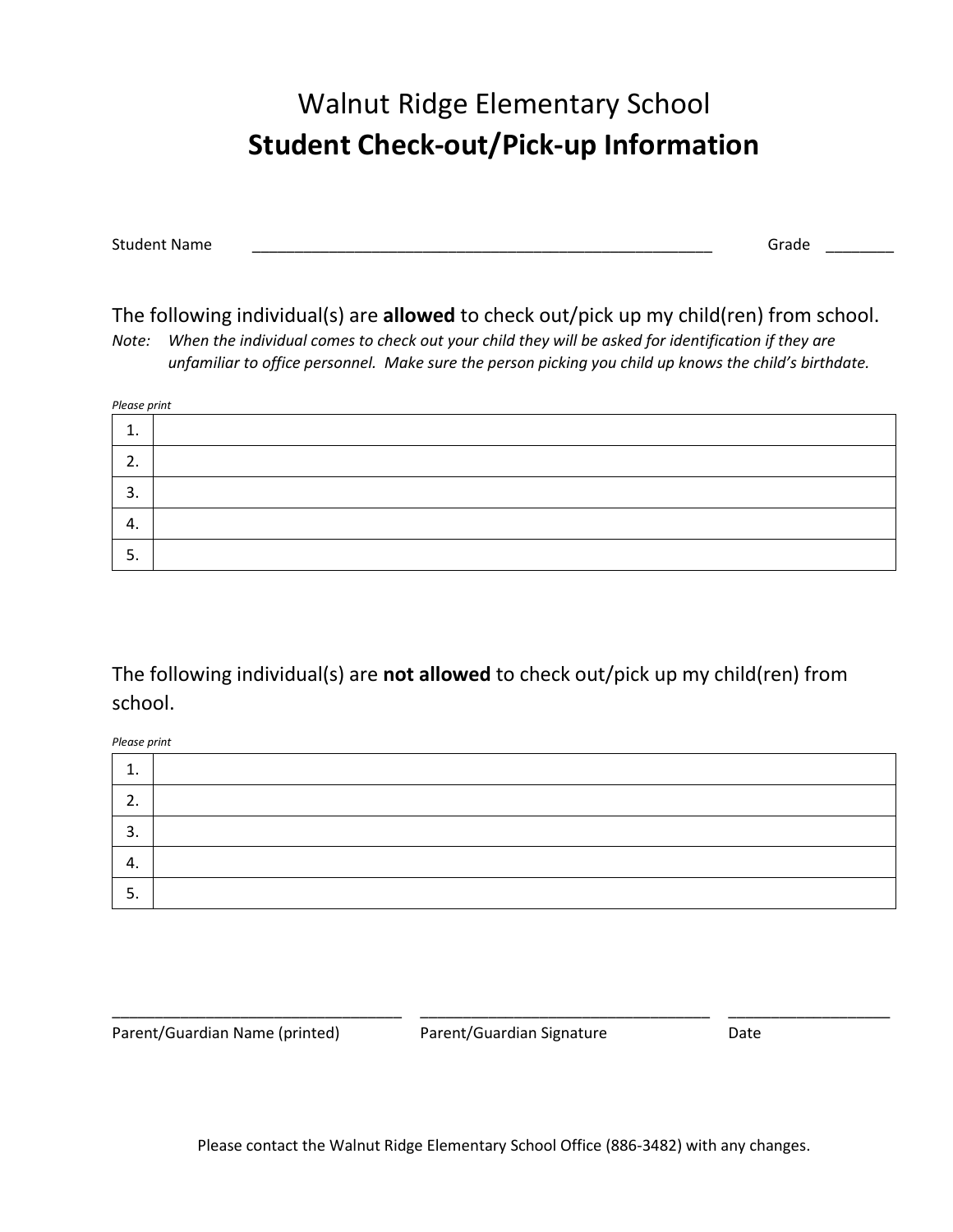# Walnut Ridge Elementary School
## **Student Check-out/Pick-up Information**

Student Name \_\_\_\_\_\_\_\_\_\_\_\_\_\_\_\_\_\_\_\_\_\_\_\_\_\_\_\_\_\_\_\_\_\_\_\_\_\_\_\_\_\_\_\_\_\_\_\_\_\_\_\_\_\_ Grade \_\_\_\_\_\_\_\_

The following individual(s) are **allowed** to check out/pick up my child(ren) from school.

*Note: When the individual comes to check out your child they will be asked for identification if they are unfamiliar to office personnel. Make sure the person picking you child up knows the child's birthdate.*

*Please print*

| | |
|---|---|
| 1. | |
| 2. | |
| 3. | |
| 4. | |
| 5. | |

The following individual(s) are **not allowed** to check out/pick up my child(ren) from school.

*Please print*

| | |
|---|---|
| 1. | |
| 2. | |
| 3. | |
| 4. | |
| 5. | |

\_\_\_\_\_\_\_\_\_\_\_\_\_\_\_\_\_\_\_\_\_\_\_\_\_\_\_\_\_\_\_\_\_\_ \_\_\_\_\_\_\_\_\_\_\_\_\_\_\_\_\_\_\_\_\_\_\_\_\_\_\_\_\_\_\_\_\_\_ \_\_\_\_\_\_\_\_\_\_\_\_\_\_\_\_\_\_\_

Parent/Guardian Name (printed) Parent/Guardian Signature Date

Please contact the Walnut Ridge Elementary School Office (886-3482) with any changes.